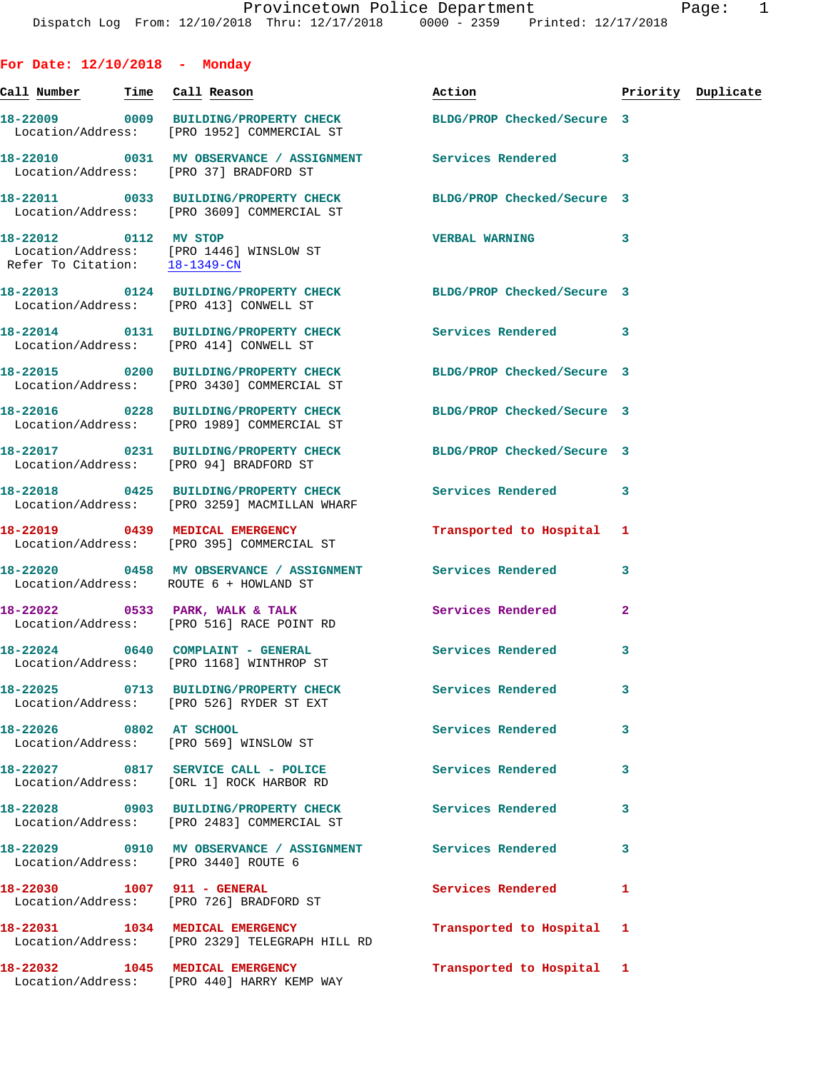Provincetown Police Department
Dispatch Log From: 12/10/2018 Thru: 12/17/2018 0000 - 2359 Printed: 12/17/2018

## For Date: 12/10/2018 - Monday

| Call Number | Time | Call Reason | Action | Priority | Duplicate |
|---|---|---|---|---|---|
| 18-22009 | 0009 | BUILDING/PROPERTY CHECK | BLDG/PROP Checked/Secure | 3 | |
| Location/Address: | | [PRO 1952] COMMERCIAL ST | | | |
| 18-22010 | 0031 | MV OBSERVANCE / ASSIGNMENT | Services Rendered | 3 | |
| Location/Address: | | [PRO 37] BRADFORD ST | | | |
| 18-22011 | 0033 | BUILDING/PROPERTY CHECK | BLDG/PROP Checked/Secure | 3 | |
| Location/Address: | | [PRO 3609] COMMERCIAL ST | | | |
| 18-22012 | 0112 | MV STOP | VERBAL WARNING | 3 | |
| Location/Address: | | [PRO 1446] WINSLOW ST | | | |
| Refer To Citation: | | 18-1349-CN | | | |
| 18-22013 | 0124 | BUILDING/PROPERTY CHECK | BLDG/PROP Checked/Secure | 3 | |
| Location/Address: | | [PRO 413] CONWELL ST | | | |
| 18-22014 | 0131 | BUILDING/PROPERTY CHECK | Services Rendered | 3 | |
| Location/Address: | | [PRO 414] CONWELL ST | | | |
| 18-22015 | 0200 | BUILDING/PROPERTY CHECK | BLDG/PROP Checked/Secure | 3 | |
| Location/Address: | | [PRO 3430] COMMERCIAL ST | | | |
| 18-22016 | 0228 | BUILDING/PROPERTY CHECK | BLDG/PROP Checked/Secure | 3 | |
| Location/Address: | | [PRO 1989] COMMERCIAL ST | | | |
| 18-22017 | 0231 | BUILDING/PROPERTY CHECK | BLDG/PROP Checked/Secure | 3 | |
| Location/Address: | | [PRO 94] BRADFORD ST | | | |
| 18-22018 | 0425 | BUILDING/PROPERTY CHECK | Services Rendered | 3 | |
| Location/Address: | | [PRO 3259] MACMILLAN WHARF | | | |
| 18-22019 | 0439 | MEDICAL EMERGENCY | Transported to Hospital | 1 | |
| Location/Address: | | [PRO 395] COMMERCIAL ST | | | |
| 18-22020 | 0458 | MV OBSERVANCE / ASSIGNMENT | Services Rendered | 3 | |
| Location/Address: | | ROUTE 6 + HOWLAND ST | | | |
| 18-22022 | 0533 | PARK, WALK & TALK | Services Rendered | 2 | |
| Location/Address: | | [PRO 516] RACE POINT RD | | | |
| 18-22024 | 0640 | COMPLAINT - GENERAL | Services Rendered | 3 | |
| Location/Address: | | [PRO 1168] WINTHROP ST | | | |
| 18-22025 | 0713 | BUILDING/PROPERTY CHECK | Services Rendered | 3 | |
| Location/Address: | | [PRO 526] RYDER ST EXT | | | |
| 18-22026 | 0802 | AT SCHOOL | Services Rendered | 3 | |
| Location/Address: | | [PRO 569] WINSLOW ST | | | |
| 18-22027 | 0817 | SERVICE CALL - POLICE | Services Rendered | 3 | |
| Location/Address: | | [ORL 1] ROCK HARBOR RD | | | |
| 18-22028 | 0903 | BUILDING/PROPERTY CHECK | Services Rendered | 3 | |
| Location/Address: | | [PRO 2483] COMMERCIAL ST | | | |
| 18-22029 | 0910 | MV OBSERVANCE / ASSIGNMENT | Services Rendered | 3 | |
| Location/Address: | | [PRO 3440] ROUTE 6 | | | |
| 18-22030 | 1007 | 911 - GENERAL | Services Rendered | 1 | |
| Location/Address: | | [PRO 726] BRADFORD ST | | | |
| 18-22031 | 1034 | MEDICAL EMERGENCY | Transported to Hospital | 1 | |
| Location/Address: | | [PRO 2329] TELEGRAPH HILL RD | | | |
| 18-22032 | 1045 | MEDICAL EMERGENCY | Transported to Hospital | 1 | |
| Location/Address: | | [PRO 440] HARRY KEMP WAY | | | |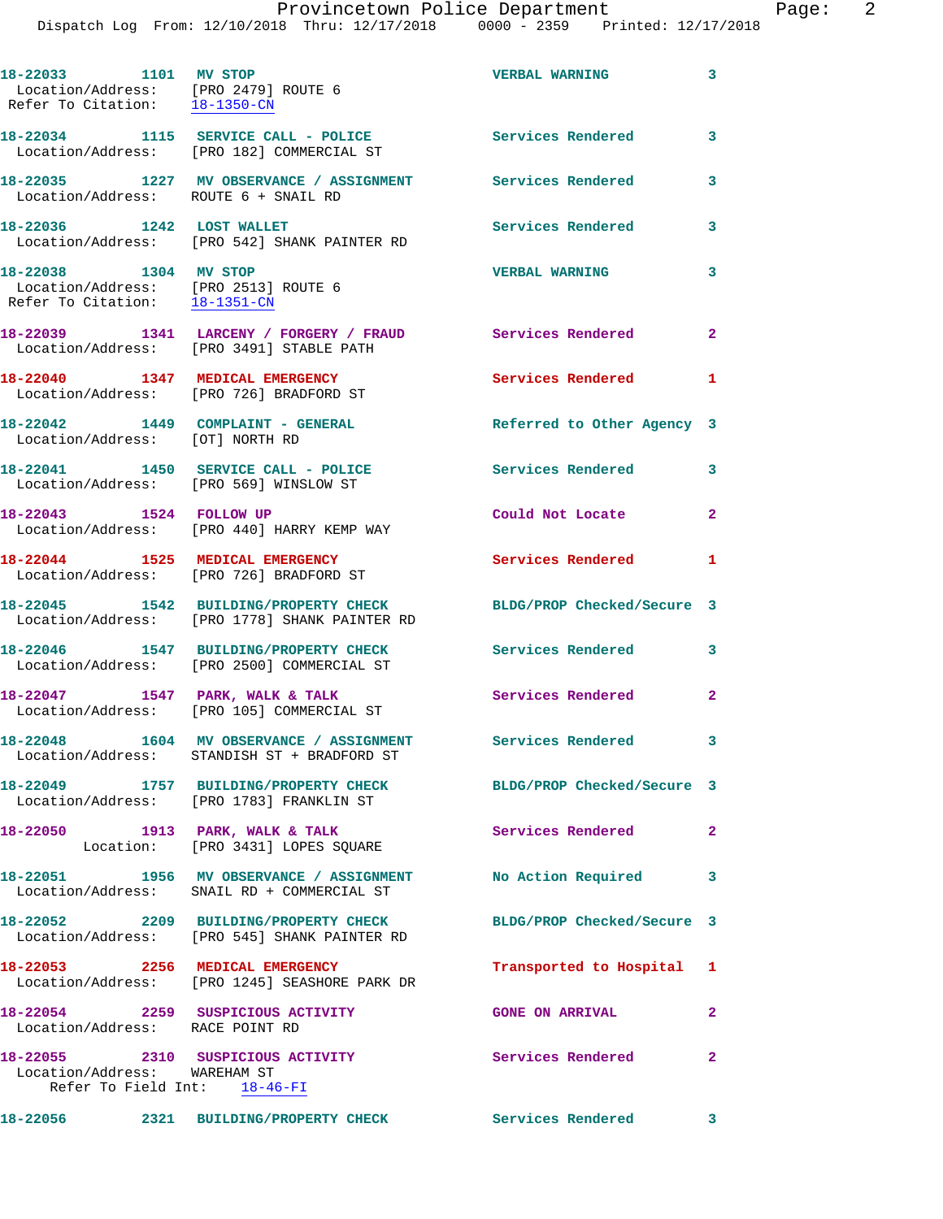18-22033 1101 MV STOP VERBAL WARNING 3
Location/Address: [PRO 2479] ROUTE 6
Refer To Citation: 18-1350-CN

18-22034 1115 SERVICE CALL - POLICE Services Rendered 3
Location/Address: [PRO 182] COMMERCIAL ST

18-22035 1227 MV OBSERVANCE / ASSIGNMENT Services Rendered 3
Location/Address: ROUTE 6 + SNAIL RD

18-22036 1242 LOST WALLET Services Rendered 3
Location/Address: [PRO 542] SHANK PAINTER RD

18-22038 1304 MV STOP VERBAL WARNING 3
Location/Address: [PRO 2513] ROUTE 6
Refer To Citation: 18-1351-CN

18-22039 1341 LARCENY / FORGERY / FRAUD Services Rendered 2
Location/Address: [PRO 3491] STABLE PATH

18-22040 1347 MEDICAL EMERGENCY Services Rendered 1
Location/Address: [PRO 726] BRADFORD ST

18-22042 1449 COMPLAINT - GENERAL Referred to Other Agency 3
Location/Address: [OT] NORTH RD

18-22041 1450 SERVICE CALL - POLICE Services Rendered 3
Location/Address: [PRO 569] WINSLOW ST

18-22043 1524 FOLLOW UP Could Not Locate 2
Location/Address: [PRO 440] HARRY KEMP WAY

18-22044 1525 MEDICAL EMERGENCY Services Rendered 1
Location/Address: [PRO 726] BRADFORD ST

18-22045 1542 BUILDING/PROPERTY CHECK BLDG/PROP Checked/Secure 3
Location/Address: [PRO 1778] SHANK PAINTER RD

18-22046 1547 BUILDING/PROPERTY CHECK Services Rendered 3
Location/Address: [PRO 2500] COMMERCIAL ST

18-22047 1547 PARK, WALK & TALK Services Rendered 2
Location/Address: [PRO 105] COMMERCIAL ST

18-22048 1604 MV OBSERVANCE / ASSIGNMENT Services Rendered 3
Location/Address: STANDISH ST + BRADFORD ST

18-22049 1757 BUILDING/PROPERTY CHECK BLDG/PROP Checked/Secure 3
Location/Address: [PRO 1783] FRANKLIN ST

18-22050 1913 PARK, WALK & TALK Services Rendered 2
Location: [PRO 3431] LOPES SQUARE

18-22051 1956 MV OBSERVANCE / ASSIGNMENT No Action Required 3
Location/Address: SNAIL RD + COMMERCIAL ST

18-22052 2209 BUILDING/PROPERTY CHECK BLDG/PROP Checked/Secure 3
Location/Address: [PRO 545] SHANK PAINTER RD

18-22053 2256 MEDICAL EMERGENCY Transported to Hospital 1
Location/Address: [PRO 1245] SEASHORE PARK DR

18-22054 2259 SUSPICIOUS ACTIVITY GONE ON ARRIVAL 2
Location/Address: RACE POINT RD

18-22055 2310 SUSPICIOUS ACTIVITY Services Rendered 2
Location/Address: WAREHAM ST
Refer To Field Int: 18-46-FI

18-22056 2321 BUILDING/PROPERTY CHECK Services Rendered 3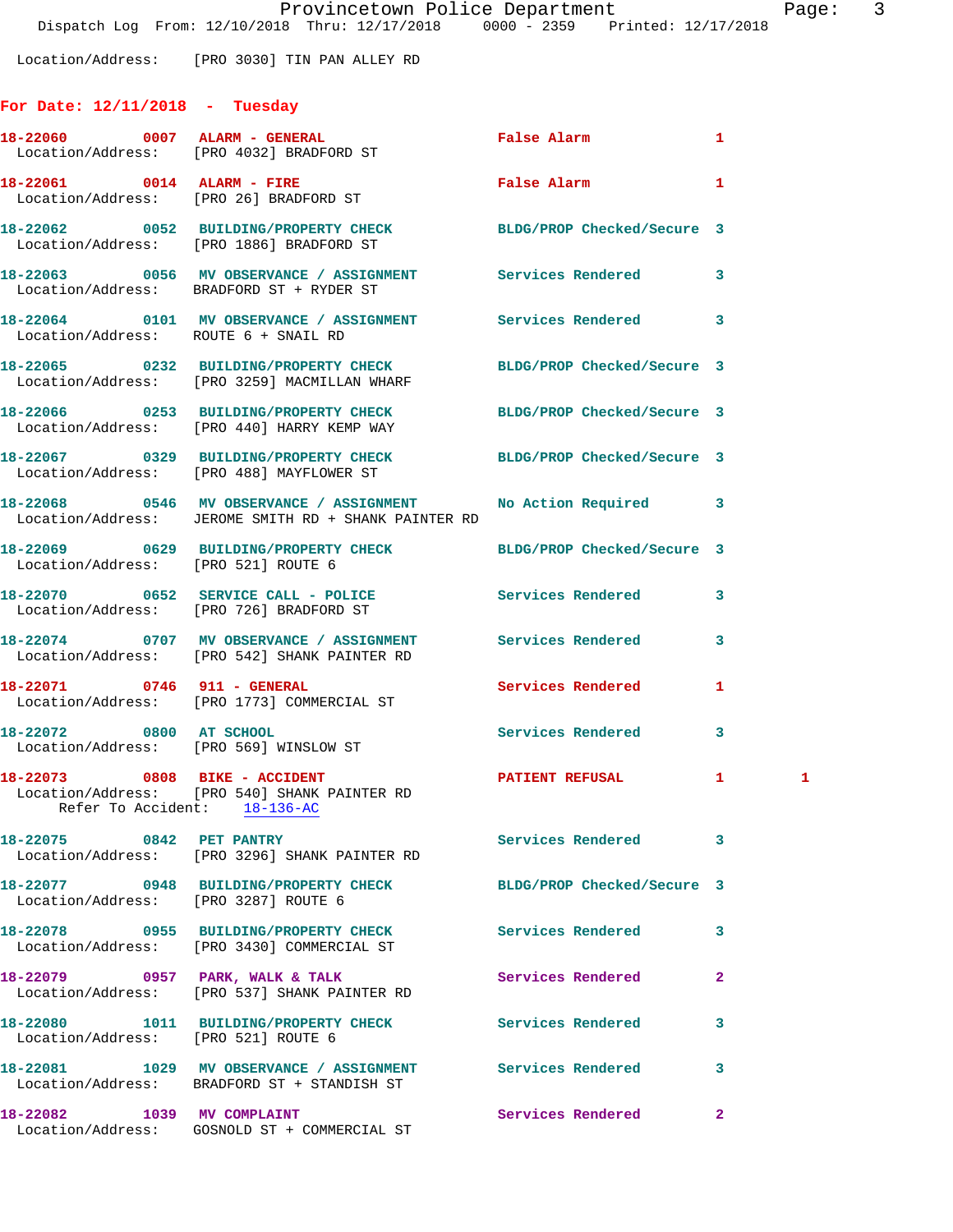Location/Address: [PRO 3030] TIN PAN ALLEY RD

## For Date: 12/11/2018 - Tuesday

| Call Number | Time | Call Reason | Action | Priority | |
|---|---|---|---|---|---|
| **18-22060** | 0007 | **ALARM - GENERAL** | False Alarm | 1 | |
| Location/Address: [PRO 4032] BRADFORD ST | | | | | |
| **18-22061** | 0014 | **ALARM - FIRE** | False Alarm | 1 | |
| Location/Address: [PRO 26] BRADFORD ST | | | | | |
| **18-22062** | 0052 | **BUILDING/PROPERTY CHECK** | BLDG/PROP Checked/Secure | 3 | |
| Location/Address: [PRO 1886] BRADFORD ST | | | | | |
| **18-22063** | 0056 | **MV OBSERVANCE / ASSIGNMENT** | Services Rendered | 3 | |
| Location/Address: BRADFORD ST + RYDER ST | | | | | |
| **18-22064** | 0101 | **MV OBSERVANCE / ASSIGNMENT** | Services Rendered | 3 | |
| Location/Address: ROUTE 6 + SNAIL RD | | | | | |
| **18-22065** | 0232 | **BUILDING/PROPERTY CHECK** | BLDG/PROP Checked/Secure | 3 | |
| Location/Address: [PRO 3259] MACMILLAN WHARF | | | | | |
| **18-22066** | 0253 | **BUILDING/PROPERTY CHECK** | BLDG/PROP Checked/Secure | 3 | |
| Location/Address: [PRO 440] HARRY KEMP WAY | | | | | |
| **18-22067** | 0329 | **BUILDING/PROPERTY CHECK** | BLDG/PROP Checked/Secure | 3 | |
| Location/Address: [PRO 488] MAYFLOWER ST | | | | | |
| **18-22068** | 0546 | **MV OBSERVANCE / ASSIGNMENT** | No Action Required | 3 | |
| Location/Address: JEROME SMITH RD + SHANK PAINTER RD | | | | | |
| **18-22069** | 0629 | **BUILDING/PROPERTY CHECK** | BLDG/PROP Checked/Secure | 3 | |
| Location/Address: [PRO 521] ROUTE 6 | | | | | |
| **18-22070** | 0652 | **SERVICE CALL - POLICE** | Services Rendered | 3 | |
| Location/Address: [PRO 726] BRADFORD ST | | | | | |
| **18-22074** | 0707 | **MV OBSERVANCE / ASSIGNMENT** | Services Rendered | 3 | |
| Location/Address: [PRO 542] SHANK PAINTER RD | | | | | |
| **18-22071** | 0746 | **911 - GENERAL** | Services Rendered | 1 | |
| Location/Address: [PRO 1773] COMMERCIAL ST | | | | | |
| **18-22072** | 0800 | **AT SCHOOL** | Services Rendered | 3 | |
| Location/Address: [PRO 569] WINSLOW ST | | | | | |
| **18-22073** | 0808 | **BIKE - ACCIDENT** | PATIENT REFUSAL | 1 | 1 |
| Location/Address: [PRO 540] SHANK PAINTER RD | | | | | |
| Refer To Accident: 18-136-AC | | | | | |
| **18-22075** | 0842 | **PET PANTRY** | Services Rendered | 3 | |
| Location/Address: [PRO 3296] SHANK PAINTER RD | | | | | |
| **18-22077** | 0948 | **BUILDING/PROPERTY CHECK** | BLDG/PROP Checked/Secure | 3 | |
| Location/Address: [PRO 3287] ROUTE 6 | | | | | |
| **18-22078** | 0955 | **BUILDING/PROPERTY CHECK** | Services Rendered | 3 | |
| Location/Address: [PRO 3430] COMMERCIAL ST | | | | | |
| **18-22079** | 0957 | **PARK, WALK & TALK** | Services Rendered | 2 | |
| Location/Address: [PRO 537] SHANK PAINTER RD | | | | | |
| **18-22080** | 1011 | **BUILDING/PROPERTY CHECK** | Services Rendered | 3 | |
| Location/Address: [PRO 521] ROUTE 6 | | | | | |
| **18-22081** | 1029 | **MV OBSERVANCE / ASSIGNMENT** | Services Rendered | 3 | |
| Location/Address: BRADFORD ST + STANDISH ST | | | | | |
| **18-22082** | 1039 | **MV COMPLAINT** | Services Rendered | 2 | |
| Location/Address: GOSNOLD ST + COMMERCIAL ST | | | | | |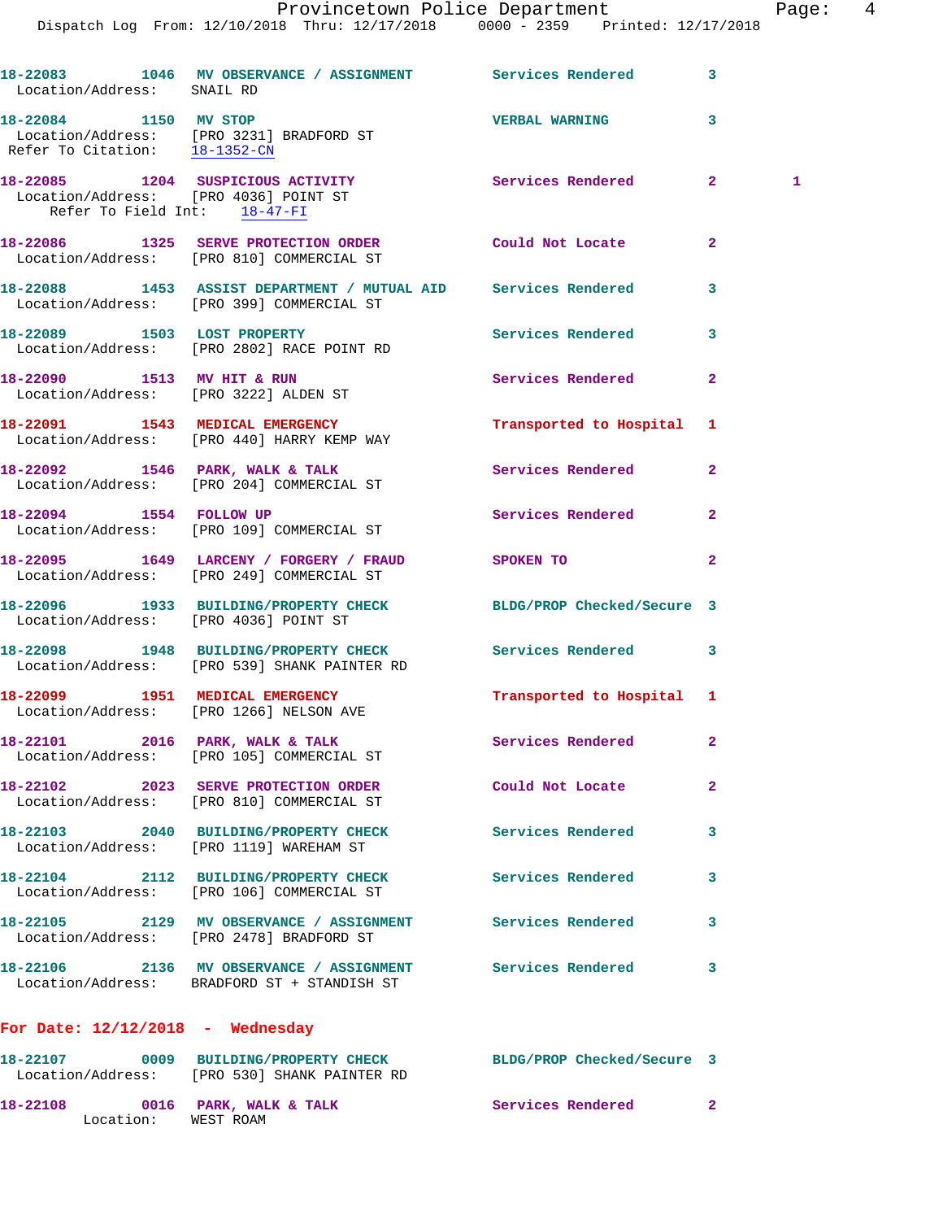18-22083 1046 MV OBSERVANCE / ASSIGNMENT Services Rendered 3
Location/Address: SNAIL RD

18-22084 1150 MV STOP VERBAL WARNING 3
Location/Address: [PRO 3231] BRADFORD ST
Refer To Citation: 18-1352-CN

18-22085 1204 SUSPICIOUS ACTIVITY Services Rendered 2 1
Location/Address: [PRO 4036] POINT ST
Refer To Field Int: 18-47-FI

18-22086 1325 SERVE PROTECTION ORDER Could Not Locate 2
Location/Address: [PRO 810] COMMERCIAL ST

18-22088 1453 ASSIST DEPARTMENT / MUTUAL AID Services Rendered 3
Location/Address: [PRO 399] COMMERCIAL ST

18-22089 1503 LOST PROPERTY Services Rendered 3
Location/Address: [PRO 2802] RACE POINT RD

18-22090 1513 MV HIT & RUN Services Rendered 2
Location/Address: [PRO 3222] ALDEN ST

18-22091 1543 MEDICAL EMERGENCY Transported to Hospital 1
Location/Address: [PRO 440] HARRY KEMP WAY

18-22092 1546 PARK, WALK & TALK Services Rendered 2
Location/Address: [PRO 204] COMMERCIAL ST

18-22094 1554 FOLLOW UP Services Rendered 2
Location/Address: [PRO 109] COMMERCIAL ST

18-22095 1649 LARCENY / FORGERY / FRAUD SPOKEN TO 2
Location/Address: [PRO 249] COMMERCIAL ST

18-22096 1933 BUILDING/PROPERTY CHECK BLDG/PROP Checked/Secure 3
Location/Address: [PRO 4036] POINT ST

18-22098 1948 BUILDING/PROPERTY CHECK Services Rendered 3
Location/Address: [PRO 539] SHANK PAINTER RD

18-22099 1951 MEDICAL EMERGENCY Transported to Hospital 1
Location/Address: [PRO 1266] NELSON AVE

18-22101 2016 PARK, WALK & TALK Services Rendered 2
Location/Address: [PRO 105] COMMERCIAL ST

18-22102 2023 SERVE PROTECTION ORDER Could Not Locate 2
Location/Address: [PRO 810] COMMERCIAL ST

18-22103 2040 BUILDING/PROPERTY CHECK Services Rendered 3
Location/Address: [PRO 1119] WAREHAM ST

18-22104 2112 BUILDING/PROPERTY CHECK Services Rendered 3
Location/Address: [PRO 106] COMMERCIAL ST

18-22105 2129 MV OBSERVANCE / ASSIGNMENT Services Rendered 3
Location/Address: [PRO 2478] BRADFORD ST

18-22106 2136 MV OBSERVANCE / ASSIGNMENT Services Rendered 3
Location/Address: BRADFORD ST + STANDISH ST

## For Date: 12/12/2018 - Wednesday

18-22107 0009 BUILDING/PROPERTY CHECK BLDG/PROP Checked/Secure 3
Location/Address: [PRO 530] SHANK PAINTER RD

18-22108 0016 PARK, WALK & TALK Services Rendered 2
Location: WEST ROAM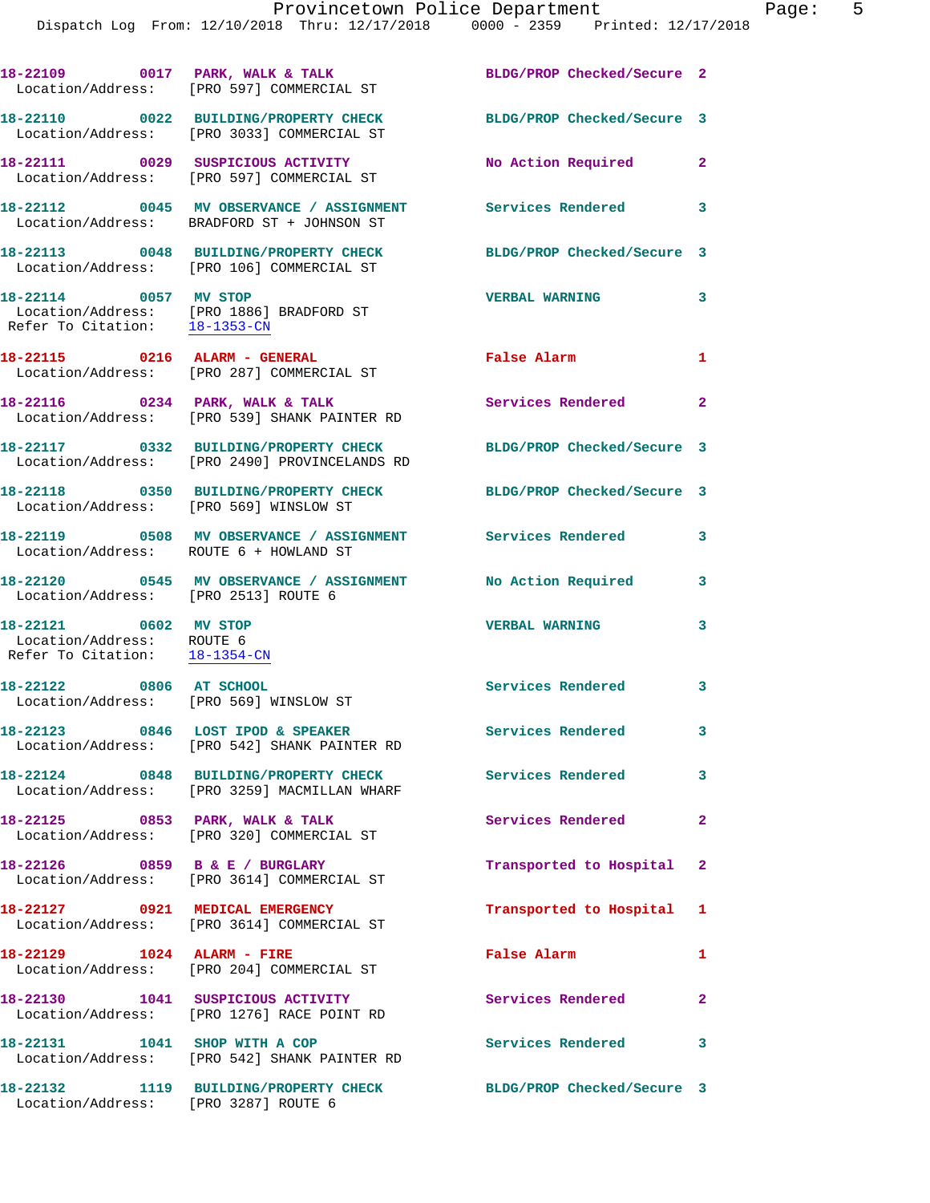**18-22109** 0017 **PARK, WALK & TALK** BLDG/PROP Checked/Secure 2
Location/Address: [PRO 597] COMMERCIAL ST

**18-22110** 0022 **BUILDING/PROPERTY CHECK** BLDG/PROP Checked/Secure 3
Location/Address: [PRO 3033] COMMERCIAL ST

**18-22111** 0029 **SUSPICIOUS ACTIVITY** No Action Required 2
Location/Address: [PRO 597] COMMERCIAL ST

**18-22112** 0045 **MV OBSERVANCE / ASSIGNMENT** Services Rendered 3
Location/Address: BRADFORD ST + JOHNSON ST

**18-22113** 0048 **BUILDING/PROPERTY CHECK** BLDG/PROP Checked/Secure 3
Location/Address: [PRO 106] COMMERCIAL ST

**18-22114** 0057 **MV STOP** VERBAL WARNING 3
Location/Address: [PRO 1886] BRADFORD ST
Refer To Citation: 18-1353-CN

**18-22115** 0216 **ALARM - GENERAL** False Alarm 1
Location/Address: [PRO 287] COMMERCIAL ST

**18-22116** 0234 **PARK, WALK & TALK** Services Rendered 2
Location/Address: [PRO 539] SHANK PAINTER RD

**18-22117** 0332 **BUILDING/PROPERTY CHECK** BLDG/PROP Checked/Secure 3
Location/Address: [PRO 2490] PROVINCELANDS RD

**18-22118** 0350 **BUILDING/PROPERTY CHECK** BLDG/PROP Checked/Secure 3
Location/Address: [PRO 569] WINSLOW ST

**18-22119** 0508 **MV OBSERVANCE / ASSIGNMENT** Services Rendered 3
Location/Address: ROUTE 6 + HOWLAND ST

**18-22120** 0545 **MV OBSERVANCE / ASSIGNMENT** No Action Required 3
Location/Address: [PRO 2513] ROUTE 6

**18-22121** 0602 **MV STOP** VERBAL WARNING 3
Location/Address: ROUTE 6
Refer To Citation: 18-1354-CN

**18-22122** 0806 **AT SCHOOL** Services Rendered 3
Location/Address: [PRO 569] WINSLOW ST

**18-22123** 0846 **LOST IPOD & SPEAKER** Services Rendered 3
Location/Address: [PRO 542] SHANK PAINTER RD

**18-22124** 0848 **BUILDING/PROPERTY CHECK** Services Rendered 3
Location/Address: [PRO 3259] MACMILLAN WHARF

**18-22125** 0853 **PARK, WALK & TALK** Services Rendered 2
Location/Address: [PRO 320] COMMERCIAL ST

**18-22126** 0859 **B & E / BURGLARY** Transported to Hospital 2
Location/Address: [PRO 3614] COMMERCIAL ST

**18-22127** 0921 **MEDICAL EMERGENCY** Transported to Hospital 1
Location/Address: [PRO 3614] COMMERCIAL ST

**18-22129** 1024 **ALARM - FIRE** False Alarm 1
Location/Address: [PRO 204] COMMERCIAL ST

**18-22130** 1041 **SUSPICIOUS ACTIVITY** Services Rendered 2
Location/Address: [PRO 1276] RACE POINT RD

**18-22131** 1041 **SHOP WITH A COP** Services Rendered 3
Location/Address: [PRO 542] SHANK PAINTER RD

**18-22132** 1119 **BUILDING/PROPERTY CHECK** BLDG/PROP Checked/Secure 3
Location/Address: [PRO 3287] ROUTE 6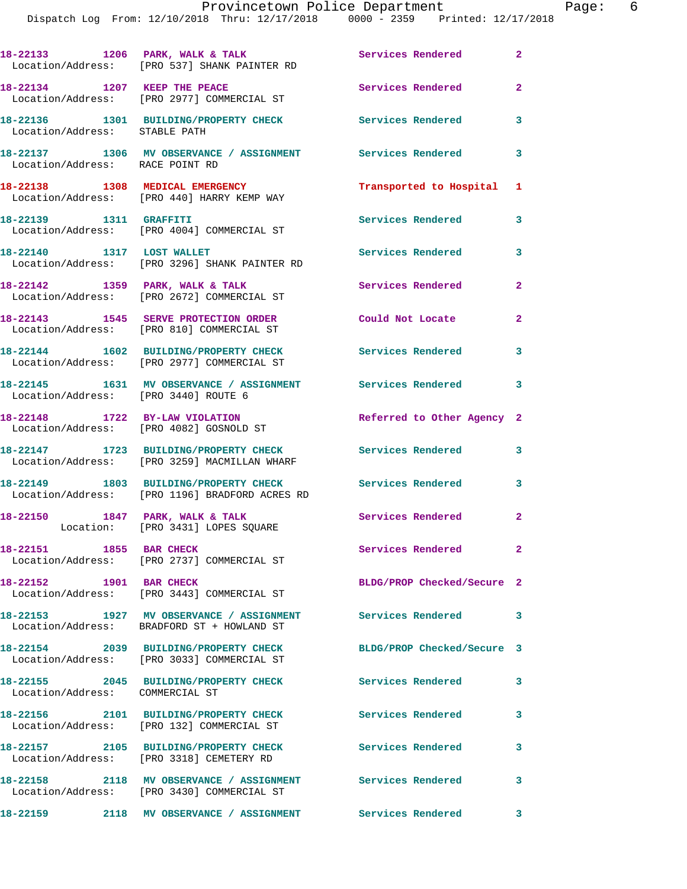18-22133 1206 PARK, WALK & TALK Services Rendered 2
Location/Address: [PRO 537] SHANK PAINTER RD

18-22134 1207 KEEP THE PEACE Services Rendered 2
Location/Address: [PRO 2977] COMMERCIAL ST

18-22136 1301 BUILDING/PROPERTY CHECK Services Rendered 3
Location/Address: STABLE PATH

18-22137 1306 MV OBSERVANCE / ASSIGNMENT Services Rendered 3
Location/Address: RACE POINT RD

18-22138 1308 MEDICAL EMERGENCY Transported to Hospital 1
Location/Address: [PRO 440] HARRY KEMP WAY

18-22139 1311 GRAFFITI Services Rendered 3
Location/Address: [PRO 4004] COMMERCIAL ST

18-22140 1317 LOST WALLET Services Rendered 3
Location/Address: [PRO 3296] SHANK PAINTER RD

18-22142 1359 PARK, WALK & TALK Services Rendered 2
Location/Address: [PRO 2672] COMMERCIAL ST

18-22143 1545 SERVE PROTECTION ORDER Could Not Locate 2
Location/Address: [PRO 810] COMMERCIAL ST

18-22144 1602 BUILDING/PROPERTY CHECK Services Rendered 3
Location/Address: [PRO 2977] COMMERCIAL ST

18-22145 1631 MV OBSERVANCE / ASSIGNMENT Services Rendered 3
Location/Address: [PRO 3440] ROUTE 6

18-22148 1722 BY-LAW VIOLATION Referred to Other Agency 2
Location/Address: [PRO 4082] GOSNOLD ST

18-22147 1723 BUILDING/PROPERTY CHECK Services Rendered 3
Location/Address: [PRO 3259] MACMILLAN WHARF

18-22149 1803 BUILDING/PROPERTY CHECK Services Rendered 3
Location/Address: [PRO 1196] BRADFORD ACRES RD

18-22150 1847 PARK, WALK & TALK Services Rendered 2
Location: [PRO 3431] LOPES SQUARE

18-22151 1855 BAR CHECK Services Rendered 2
Location/Address: [PRO 2737] COMMERCIAL ST

18-22152 1901 BAR CHECK BLDG/PROP Checked/Secure 2
Location/Address: [PRO 3443] COMMERCIAL ST

18-22153 1927 MV OBSERVANCE / ASSIGNMENT Services Rendered 3
Location/Address: BRADFORD ST + HOWLAND ST

18-22154 2039 BUILDING/PROPERTY CHECK BLDG/PROP Checked/Secure 3
Location/Address: [PRO 3033] COMMERCIAL ST

18-22155 2045 BUILDING/PROPERTY CHECK Services Rendered 3
Location/Address: COMMERCIAL ST

18-22156 2101 BUILDING/PROPERTY CHECK Services Rendered 3
Location/Address: [PRO 132] COMMERCIAL ST

18-22157 2105 BUILDING/PROPERTY CHECK Services Rendered 3
Location/Address: [PRO 3318] CEMETERY RD

18-22158 2118 MV OBSERVANCE / ASSIGNMENT Services Rendered 3
Location/Address: [PRO 3430] COMMERCIAL ST

18-22159 2118 MV OBSERVANCE / ASSIGNMENT Services Rendered 3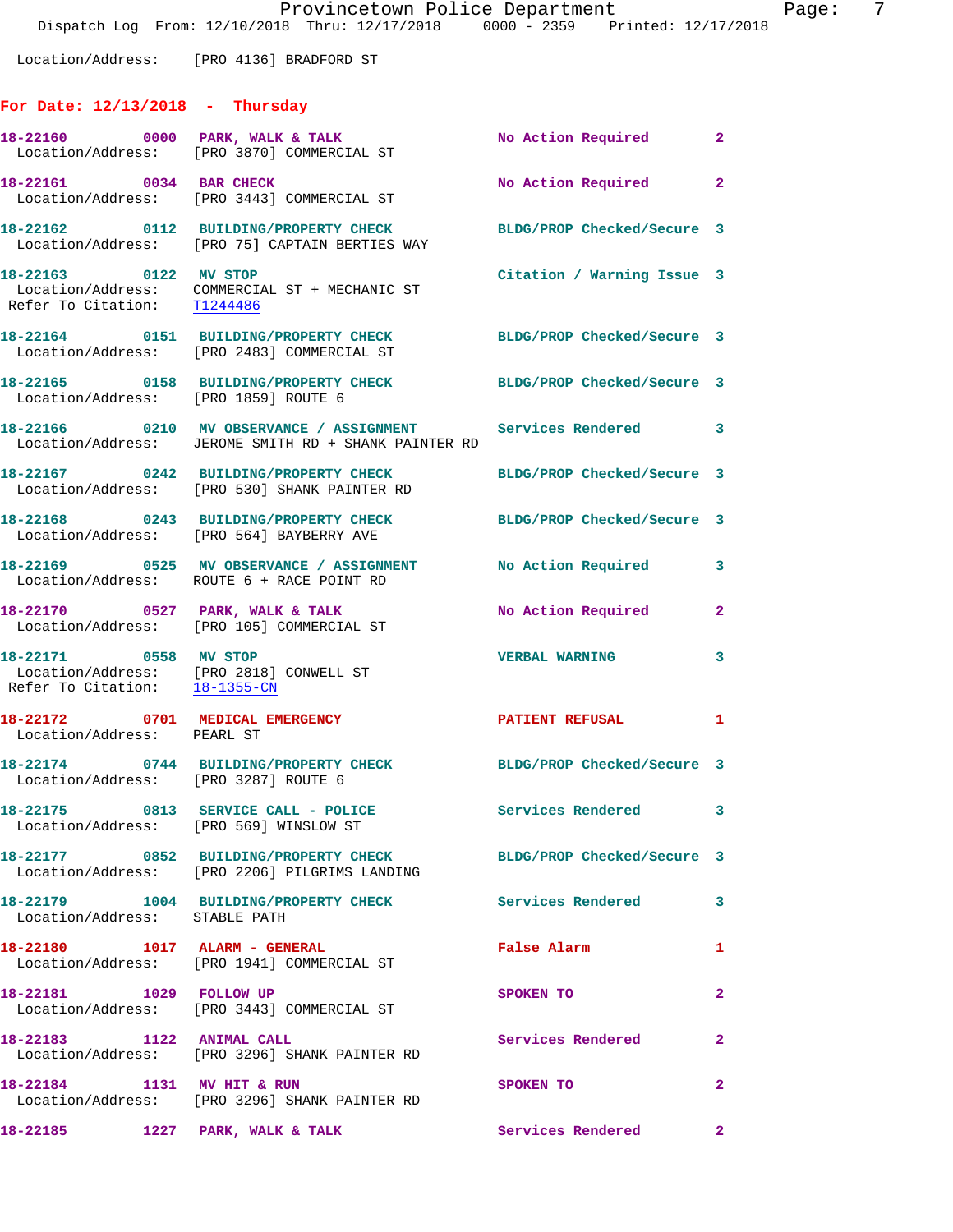Location/Address: [PRO 4136] BRADFORD ST

## For Date: 12/13/2018 - Thursday

**18-22160** 0000 **PARK, WALK & TALK** No Action Required 2
Location/Address: [PRO 3870] COMMERCIAL ST

**18-22161** 0034 **BAR CHECK** No Action Required 2
Location/Address: [PRO 3443] COMMERCIAL ST

**18-22162** 0112 **BUILDING/PROPERTY CHECK** BLDG/PROP Checked/Secure 3
Location/Address: [PRO 75] CAPTAIN BERTIES WAY

**18-22163** 0122 **MV STOP** Citation / Warning Issue 3
Location/Address: COMMERCIAL ST + MECHANIC ST
Refer To Citation: T1244486

**18-22164** 0151 **BUILDING/PROPERTY CHECK** BLDG/PROP Checked/Secure 3
Location/Address: [PRO 2483] COMMERCIAL ST

**18-22165** 0158 **BUILDING/PROPERTY CHECK** BLDG/PROP Checked/Secure 3
Location/Address: [PRO 1859] ROUTE 6

**18-22166** 0210 **MV OBSERVANCE / ASSIGNMENT** Services Rendered 3
Location/Address: JEROME SMITH RD + SHANK PAINTER RD

**18-22167** 0242 **BUILDING/PROPERTY CHECK** BLDG/PROP Checked/Secure 3
Location/Address: [PRO 530] SHANK PAINTER RD

**18-22168** 0243 **BUILDING/PROPERTY CHECK** BLDG/PROP Checked/Secure 3
Location/Address: [PRO 564] BAYBERRY AVE

**18-22169** 0525 **MV OBSERVANCE / ASSIGNMENT** No Action Required 3
Location/Address: ROUTE 6 + RACE POINT RD

**18-22170** 0527 **PARK, WALK & TALK** No Action Required 2
Location/Address: [PRO 105] COMMERCIAL ST

**18-22171** 0558 **MV STOP** VERBAL WARNING 3
Location/Address: [PRO 2818] CONWELL ST
Refer To Citation: 18-1355-CN

**18-22172** 0701 **MEDICAL EMERGENCY** PATIENT REFUSAL 1
Location/Address: PEARL ST

**18-22174** 0744 **BUILDING/PROPERTY CHECK** BLDG/PROP Checked/Secure 3
Location/Address: [PRO 3287] ROUTE 6

**18-22175** 0813 **SERVICE CALL - POLICE** Services Rendered 3
Location/Address: [PRO 569] WINSLOW ST

**18-22177** 0852 **BUILDING/PROPERTY CHECK** BLDG/PROP Checked/Secure 3
Location/Address: [PRO 2206] PILGRIMS LANDING

**18-22179** 1004 **BUILDING/PROPERTY CHECK** Services Rendered 3
Location/Address: STABLE PATH

**18-22180** 1017 **ALARM - GENERAL** False Alarm 1
Location/Address: [PRO 1941] COMMERCIAL ST

**18-22181** 1029 **FOLLOW UP** SPOKEN TO 2
Location/Address: [PRO 3443] COMMERCIAL ST

**18-22183** 1122 **ANIMAL CALL** Services Rendered 2
Location/Address: [PRO 3296] SHANK PAINTER RD

**18-22184** 1131 **MV HIT & RUN** SPOKEN TO 2
Location/Address: [PRO 3296] SHANK PAINTER RD

**18-22185** 1227 **PARK, WALK & TALK** Services Rendered 2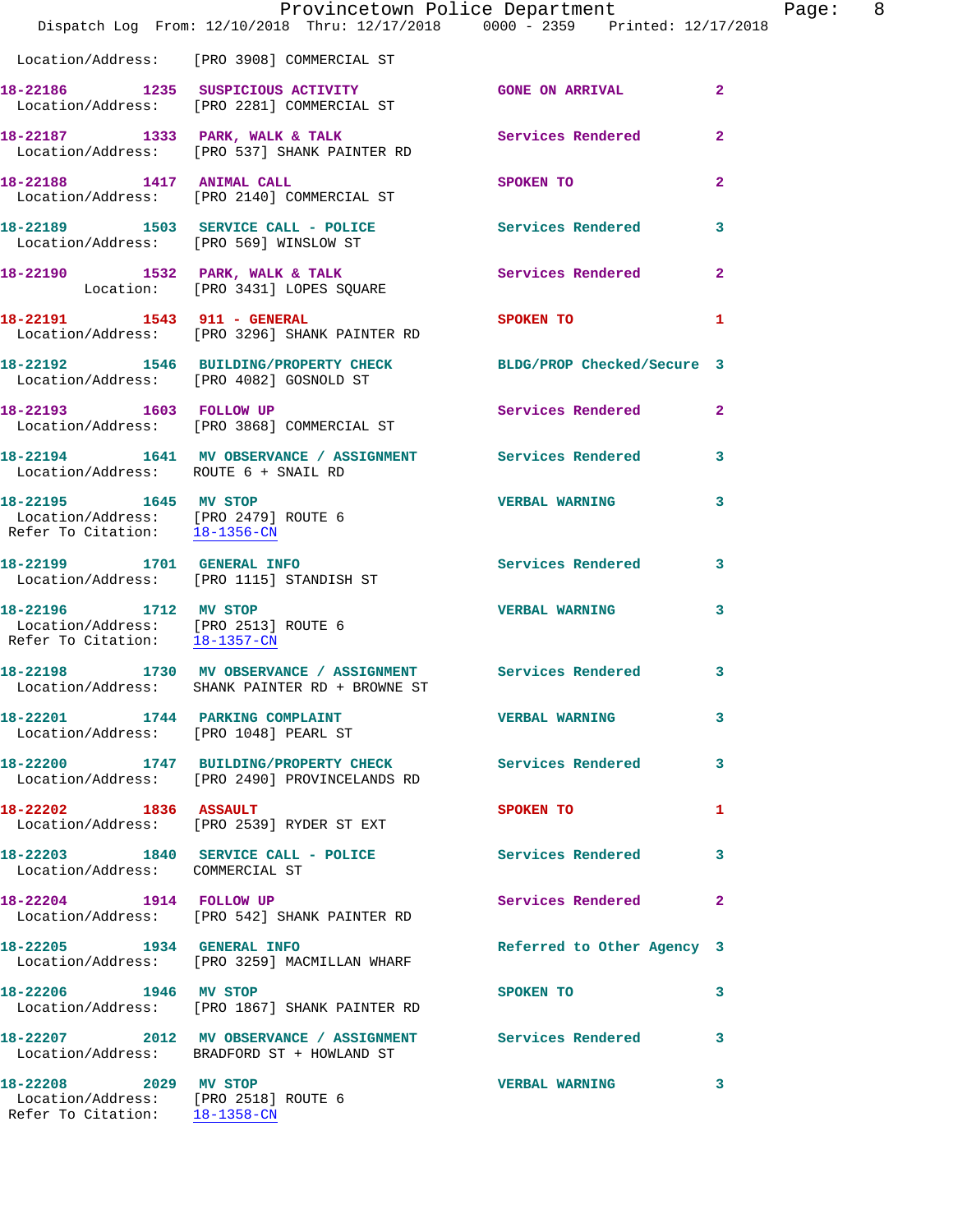Location/Address: [PRO 3908] COMMERCIAL ST

**18-22186 1235 SUSPICIOUS ACTIVITY** GONE ON ARRIVAL 2
Location/Address: [PRO 2281] COMMERCIAL ST

**18-22187 1333 PARK, WALK & TALK** Services Rendered 2
Location/Address: [PRO 537] SHANK PAINTER RD

**18-22188 1417 ANIMAL CALL** SPOKEN TO 2
Location/Address: [PRO 2140] COMMERCIAL ST

**18-22189 1503 SERVICE CALL - POLICE** Services Rendered 3
Location/Address: [PRO 569] WINSLOW ST

**18-22190 1532 PARK, WALK & TALK** Services Rendered 2
Location: [PRO 3431] LOPES SQUARE

**18-22191 1543 911 - GENERAL** SPOKEN TO 1
Location/Address: [PRO 3296] SHANK PAINTER RD

**18-22192 1546 BUILDING/PROPERTY CHECK** BLDG/PROP Checked/Secure 3
Location/Address: [PRO 4082] GOSNOLD ST

**18-22193 1603 FOLLOW UP** Services Rendered 2
Location/Address: [PRO 3868] COMMERCIAL ST

**18-22194 1641 MV OBSERVANCE / ASSIGNMENT** Services Rendered 3
Location/Address: ROUTE 6 + SNAIL RD

**18-22195 1645 MV STOP** VERBAL WARNING 3
Location/Address: [PRO 2479] ROUTE 6
Refer To Citation: 18-1356-CN

**18-22199 1701 GENERAL INFO** Services Rendered 3
Location/Address: [PRO 1115] STANDISH ST

**18-22196 1712 MV STOP** VERBAL WARNING 3
Location/Address: [PRO 2513] ROUTE 6
Refer To Citation: 18-1357-CN

**18-22198 1730 MV OBSERVANCE / ASSIGNMENT** Services Rendered 3
Location/Address: SHANK PAINTER RD + BROWNE ST

**18-22201 1744 PARKING COMPLAINT** VERBAL WARNING 3
Location/Address: [PRO 1048] PEARL ST

**18-22200 1747 BUILDING/PROPERTY CHECK** Services Rendered 3
Location/Address: [PRO 2490] PROVINCELANDS RD

**18-22202 1836 ASSAULT** SPOKEN TO 1
Location/Address: [PRO 2539] RYDER ST EXT

**18-22203 1840 SERVICE CALL - POLICE** Services Rendered 3
Location/Address: COMMERCIAL ST

**18-22204 1914 FOLLOW UP** Services Rendered 2
Location/Address: [PRO 542] SHANK PAINTER RD

**18-22205 1934 GENERAL INFO** Referred to Other Agency 3
Location/Address: [PRO 3259] MACMILLAN WHARF

**18-22206 1946 MV STOP** SPOKEN TO 3
Location/Address: [PRO 1867] SHANK PAINTER RD

**18-22207 2012 MV OBSERVANCE / ASSIGNMENT** Services Rendered 3
Location/Address: BRADFORD ST + HOWLAND ST

**18-22208 2029 MV STOP** VERBAL WARNING 3
Location/Address: [PRO 2518] ROUTE 6
Refer To Citation: 18-1358-CN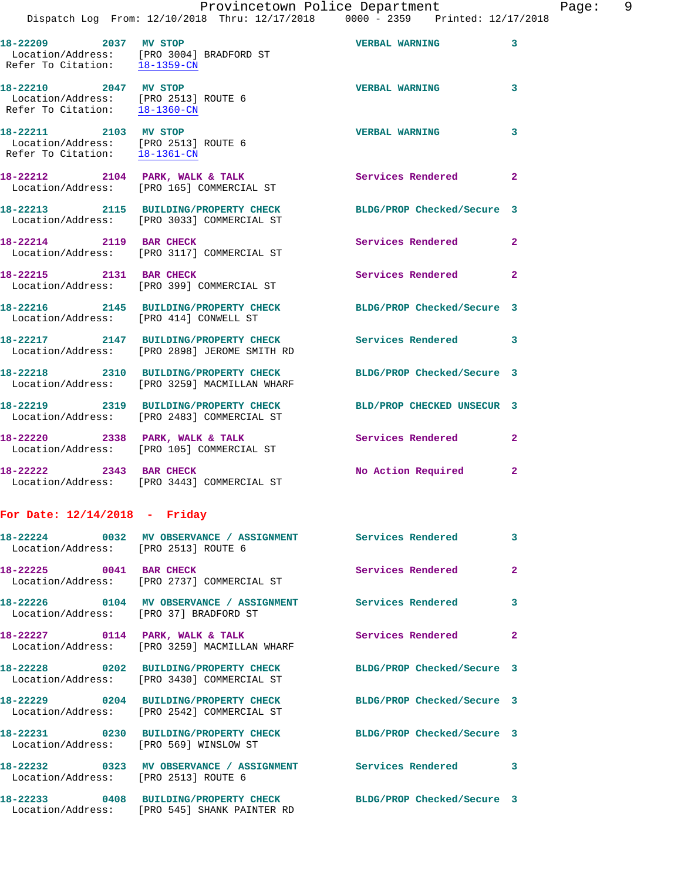**18-22209** 2037 **MV STOP** VERBAL WARNING 3
Location/Address: [PRO 3004] BRADFORD ST
Refer To Citation: 18-1359-CN

**18-22210** 2047 **MV STOP** VERBAL WARNING 3
Location/Address: [PRO 2513] ROUTE 6
Refer To Citation: 18-1360-CN

**18-22211** 2103 **MV STOP** VERBAL WARNING 3
Location/Address: [PRO 2513] ROUTE 6
Refer To Citation: 18-1361-CN

**18-22212** 2104 **PARK, WALK & TALK** Services Rendered 2
Location/Address: [PRO 165] COMMERCIAL ST

**18-22213** 2115 **BUILDING/PROPERTY CHECK** BLDG/PROP Checked/Secure 3
Location/Address: [PRO 3033] COMMERCIAL ST

**18-22214** 2119 **BAR CHECK** Services Rendered 2
Location/Address: [PRO 3117] COMMERCIAL ST

**18-22215** 2131 **BAR CHECK** Services Rendered 2
Location/Address: [PRO 399] COMMERCIAL ST

**18-22216** 2145 **BUILDING/PROPERTY CHECK** BLDG/PROP Checked/Secure 3
Location/Address: [PRO 414] CONWELL ST

**18-22217** 2147 **BUILDING/PROPERTY CHECK** Services Rendered 3
Location/Address: [PRO 2898] JEROME SMITH RD

**18-22218** 2310 **BUILDING/PROPERTY CHECK** BLDG/PROP Checked/Secure 3
Location/Address: [PRO 3259] MACMILLAN WHARF

**18-22219** 2319 **BUILDING/PROPERTY CHECK** BLD/PROP CHECKED UNSECUR 3
Location/Address: [PRO 2483] COMMERCIAL ST

**18-22220** 2338 **PARK, WALK & TALK** Services Rendered 2
Location/Address: [PRO 105] COMMERCIAL ST

**18-22222** 2343 **BAR CHECK** No Action Required 2
Location/Address: [PRO 3443] COMMERCIAL ST

## For Date: 12/14/2018 - Friday

**18-22224** 0032 **MV OBSERVANCE / ASSIGNMENT** Services Rendered 3
Location/Address: [PRO 2513] ROUTE 6

**18-22225** 0041 **BAR CHECK** Services Rendered 2
Location/Address: [PRO 2737] COMMERCIAL ST

**18-22226** 0104 **MV OBSERVANCE / ASSIGNMENT** Services Rendered 3
Location/Address: [PRO 37] BRADFORD ST

**18-22227** 0114 **PARK, WALK & TALK** Services Rendered 2
Location/Address: [PRO 3259] MACMILLAN WHARF

**18-22228** 0202 **BUILDING/PROPERTY CHECK** BLDG/PROP Checked/Secure 3
Location/Address: [PRO 3430] COMMERCIAL ST

**18-22229** 0204 **BUILDING/PROPERTY CHECK** BLDG/PROP Checked/Secure 3
Location/Address: [PRO 2542] COMMERCIAL ST

**18-22231** 0230 **BUILDING/PROPERTY CHECK** BLDG/PROP Checked/Secure 3
Location/Address: [PRO 569] WINSLOW ST

**18-22232** 0323 **MV OBSERVANCE / ASSIGNMENT** Services Rendered 3
Location/Address: [PRO 2513] ROUTE 6

**18-22233** 0408 **BUILDING/PROPERTY CHECK** BLDG/PROP Checked/Secure 3
Location/Address: [PRO 545] SHANK PAINTER RD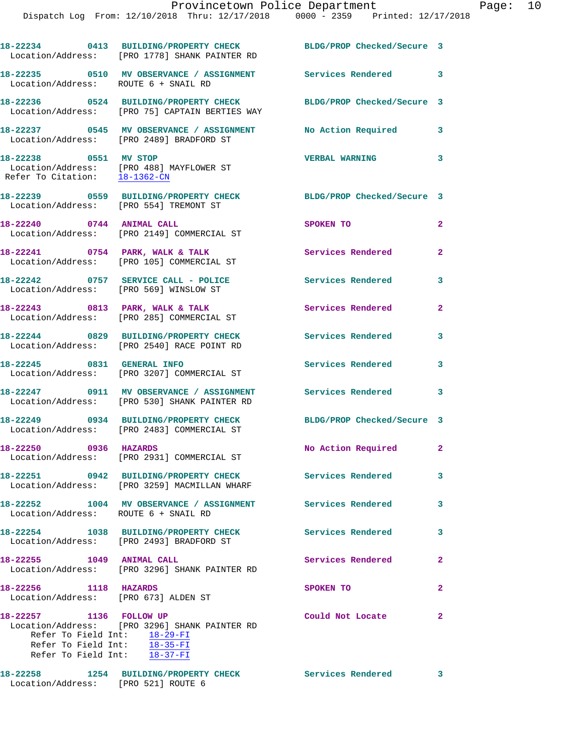18-22234 0413 BUILDING/PROPERTY CHECK BLDG/PROP Checked/Secure 3
Location/Address: [PRO 1778] SHANK PAINTER RD

18-22235 0510 MV OBSERVANCE / ASSIGNMENT Services Rendered 3
Location/Address: ROUTE 6 + SNAIL RD

18-22236 0524 BUILDING/PROPERTY CHECK BLDG/PROP Checked/Secure 3
Location/Address: [PRO 75] CAPTAIN BERTIES WAY

18-22237 0545 MV OBSERVANCE / ASSIGNMENT No Action Required 3
Location/Address: [PRO 2489] BRADFORD ST

18-22238 0551 MV STOP VERBAL WARNING 3
Location/Address: [PRO 488] MAYFLOWER ST
Refer To Citation: 18-1362-CN

18-22239 0559 BUILDING/PROPERTY CHECK BLDG/PROP Checked/Secure 3
Location/Address: [PRO 554] TREMONT ST

18-22240 0744 ANIMAL CALL SPOKEN TO 2
Location/Address: [PRO 2149] COMMERCIAL ST

18-22241 0754 PARK, WALK & TALK Services Rendered 2
Location/Address: [PRO 105] COMMERCIAL ST

18-22242 0757 SERVICE CALL - POLICE Services Rendered 3
Location/Address: [PRO 569] WINSLOW ST

18-22243 0813 PARK, WALK & TALK Services Rendered 2
Location/Address: [PRO 285] COMMERCIAL ST

18-22244 0829 BUILDING/PROPERTY CHECK Services Rendered 3
Location/Address: [PRO 2540] RACE POINT RD

18-22245 0831 GENERAL INFO Services Rendered 3
Location/Address: [PRO 3207] COMMERCIAL ST

18-22247 0911 MV OBSERVANCE / ASSIGNMENT Services Rendered 3
Location/Address: [PRO 530] SHANK PAINTER RD

18-22249 0934 BUILDING/PROPERTY CHECK BLDG/PROP Checked/Secure 3
Location/Address: [PRO 2483] COMMERCIAL ST

18-22250 0936 HAZARDS No Action Required 2
Location/Address: [PRO 2931] COMMERCIAL ST

18-22251 0942 BUILDING/PROPERTY CHECK Services Rendered 3
Location/Address: [PRO 3259] MACMILLAN WHARF

18-22252 1004 MV OBSERVANCE / ASSIGNMENT Services Rendered 3
Location/Address: ROUTE 6 + SNAIL RD

18-22254 1038 BUILDING/PROPERTY CHECK Services Rendered 3
Location/Address: [PRO 2493] BRADFORD ST

18-22255 1049 ANIMAL CALL Services Rendered 2
Location/Address: [PRO 3296] SHANK PAINTER RD

18-22256 1118 HAZARDS SPOKEN TO 2
Location/Address: [PRO 673] ALDEN ST

18-22257 1136 FOLLOW UP Could Not Locate 2
Location/Address: [PRO 3296] SHANK PAINTER RD
Refer To Field Int: 18-29-FI
Refer To Field Int: 18-35-FI
Refer To Field Int: 18-37-FI

18-22258 1254 BUILDING/PROPERTY CHECK Services Rendered 3
Location/Address: [PRO 521] ROUTE 6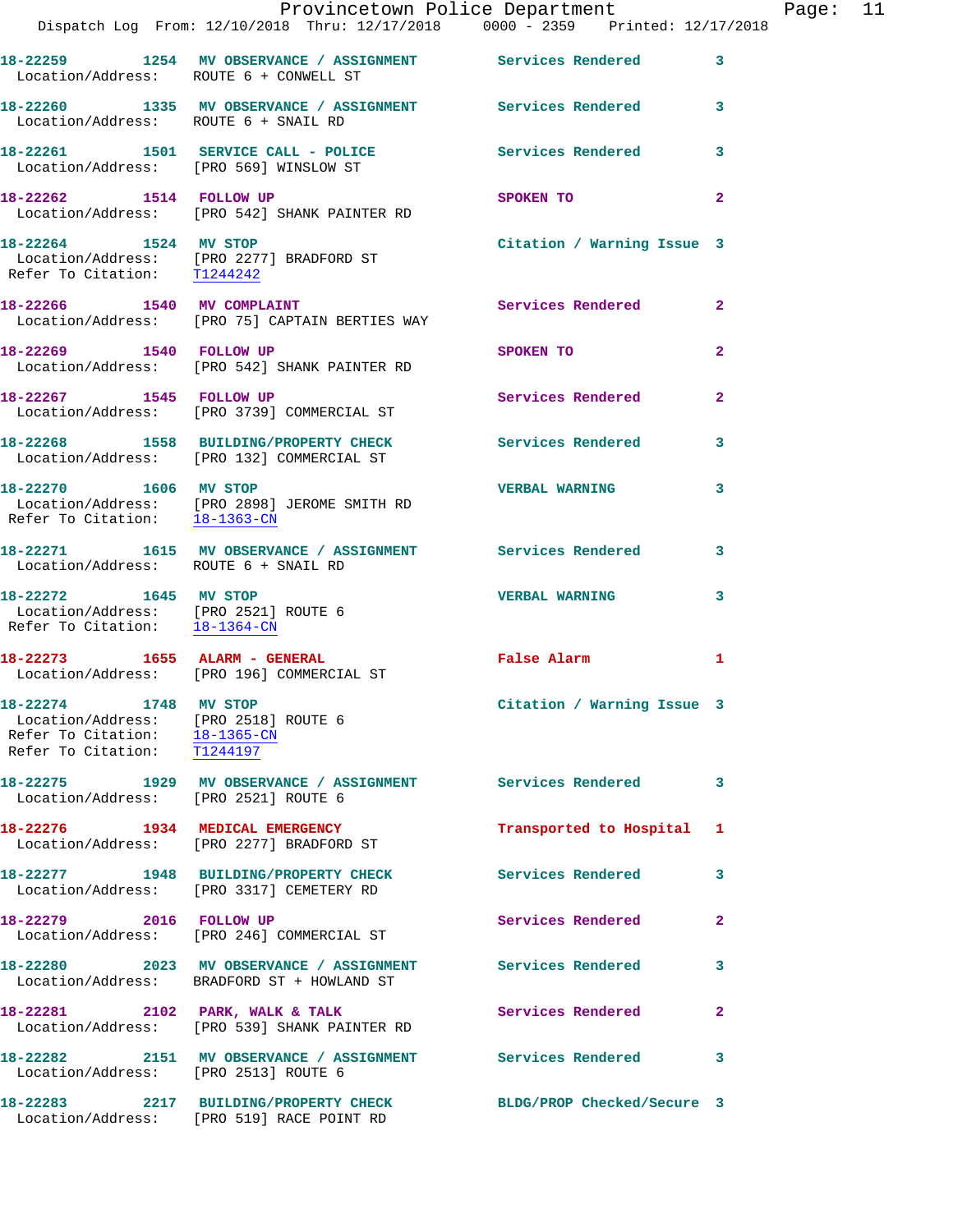18-22259 1254 **MV OBSERVANCE / ASSIGNMENT** Services Rendered 3
Location/Address: ROUTE 6 + CONWELL ST

18-22260 1335 **MV OBSERVANCE / ASSIGNMENT** Services Rendered 3
Location/Address: ROUTE 6 + SNAIL RD

18-22261 1501 **SERVICE CALL - POLICE** Services Rendered 3
Location/Address: [PRO 569] WINSLOW ST

18-22262 1514 **FOLLOW UP** SPOKEN TO 2
Location/Address: [PRO 542] SHANK PAINTER RD

18-22264 1524 **MV STOP** Citation / Warning Issue 3
Location/Address: [PRO 2277] BRADFORD ST
Refer To Citation: T1244242

18-22266 1540 **MV COMPLAINT** Services Rendered 2
Location/Address: [PRO 75] CAPTAIN BERTIES WAY

18-22269 1540 **FOLLOW UP** SPOKEN TO 2
Location/Address: [PRO 542] SHANK PAINTER RD

18-22267 1545 **FOLLOW UP** Services Rendered 2
Location/Address: [PRO 3739] COMMERCIAL ST

18-22268 1558 **BUILDING/PROPERTY CHECK** Services Rendered 3
Location/Address: [PRO 132] COMMERCIAL ST

18-22270 1606 **MV STOP** VERBAL WARNING 3
Location/Address: [PRO 2898] JEROME SMITH RD
Refer To Citation: 18-1363-CN

18-22271 1615 **MV OBSERVANCE / ASSIGNMENT** Services Rendered 3
Location/Address: ROUTE 6 + SNAIL RD

18-22272 1645 **MV STOP** VERBAL WARNING 3
Location/Address: [PRO 2521] ROUTE 6
Refer To Citation: 18-1364-CN

18-22273 1655 **ALARM - GENERAL** False Alarm 1
Location/Address: [PRO 196] COMMERCIAL ST

18-22274 1748 **MV STOP** Citation / Warning Issue 3
Location/Address: [PRO 2518] ROUTE 6
Refer To Citation: 18-1365-CN
Refer To Citation: T1244197

18-22275 1929 **MV OBSERVANCE / ASSIGNMENT** Services Rendered 3
Location/Address: [PRO 2521] ROUTE 6

18-22276 1934 **MEDICAL EMERGENCY** Transported to Hospital 1
Location/Address: [PRO 2277] BRADFORD ST

18-22277 1948 **BUILDING/PROPERTY CHECK** Services Rendered 3
Location/Address: [PRO 3317] CEMETERY RD

18-22279 2016 **FOLLOW UP** Services Rendered 2
Location/Address: [PRO 246] COMMERCIAL ST

18-22280 2023 **MV OBSERVANCE / ASSIGNMENT** Services Rendered 3
Location/Address: BRADFORD ST + HOWLAND ST

18-22281 2102 **PARK, WALK & TALK** Services Rendered 2
Location/Address: [PRO 539] SHANK PAINTER RD

18-22282 2151 **MV OBSERVANCE / ASSIGNMENT** Services Rendered 3
Location/Address: [PRO 2513] ROUTE 6

18-22283 2217 **BUILDING/PROPERTY CHECK** BLDG/PROP Checked/Secure 3
Location/Address: [PRO 519] RACE POINT RD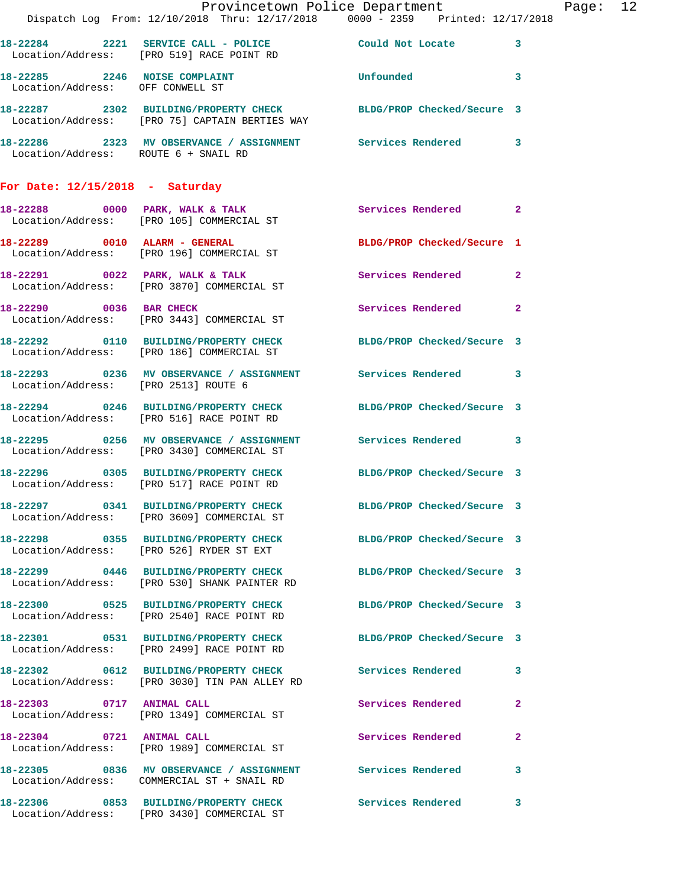18-22284 2221 SERVICE CALL - POLICE Could Not Locate 3
Location/Address: [PRO 519] RACE POINT RD

18-22285 2246 NOISE COMPLAINT Unfounded 3
Location/Address: OFF CONWELL ST

18-22287 2302 BUILDING/PROPERTY CHECK BLDG/PROP Checked/Secure 3
Location/Address: [PRO 75] CAPTAIN BERTIES WAY

18-22286 2323 MV OBSERVANCE / ASSIGNMENT Services Rendered 3
Location/Address: ROUTE 6 + SNAIL RD

## For Date: 12/15/2018 - Saturday

18-22288 0000 PARK, WALK & TALK Services Rendered 2
Location/Address: [PRO 105] COMMERCIAL ST

18-22289 0010 ALARM - GENERAL BLDG/PROP Checked/Secure 1
Location/Address: [PRO 196] COMMERCIAL ST

18-22291 0022 PARK, WALK & TALK Services Rendered 2
Location/Address: [PRO 3870] COMMERCIAL ST

18-22290 0036 BAR CHECK Services Rendered 2
Location/Address: [PRO 3443] COMMERCIAL ST

18-22292 0110 BUILDING/PROPERTY CHECK BLDG/PROP Checked/Secure 3
Location/Address: [PRO 186] COMMERCIAL ST

18-22293 0236 MV OBSERVANCE / ASSIGNMENT Services Rendered 3
Location/Address: [PRO 2513] ROUTE 6

18-22294 0246 BUILDING/PROPERTY CHECK BLDG/PROP Checked/Secure 3
Location/Address: [PRO 516] RACE POINT RD

18-22295 0256 MV OBSERVANCE / ASSIGNMENT Services Rendered 3
Location/Address: [PRO 3430] COMMERCIAL ST

18-22296 0305 BUILDING/PROPERTY CHECK BLDG/PROP Checked/Secure 3
Location/Address: [PRO 517] RACE POINT RD

18-22297 0341 BUILDING/PROPERTY CHECK BLDG/PROP Checked/Secure 3
Location/Address: [PRO 3609] COMMERCIAL ST

18-22298 0355 BUILDING/PROPERTY CHECK BLDG/PROP Checked/Secure 3
Location/Address: [PRO 526] RYDER ST EXT

18-22299 0446 BUILDING/PROPERTY CHECK BLDG/PROP Checked/Secure 3
Location/Address: [PRO 530] SHANK PAINTER RD

18-22300 0525 BUILDING/PROPERTY CHECK BLDG/PROP Checked/Secure 3
Location/Address: [PRO 2540] RACE POINT RD

18-22301 0531 BUILDING/PROPERTY CHECK BLDG/PROP Checked/Secure 3
Location/Address: [PRO 2499] RACE POINT RD

18-22302 0612 BUILDING/PROPERTY CHECK Services Rendered 3
Location/Address: [PRO 3030] TIN PAN ALLEY RD

18-22303 0717 ANIMAL CALL Services Rendered 2
Location/Address: [PRO 1349] COMMERCIAL ST

18-22304 0721 ANIMAL CALL Services Rendered 2
Location/Address: [PRO 1989] COMMERCIAL ST

18-22305 0836 MV OBSERVANCE / ASSIGNMENT Services Rendered 3
Location/Address: COMMERCIAL ST + SNAIL RD

18-22306 0853 BUILDING/PROPERTY CHECK Services Rendered 3
Location/Address: [PRO 3430] COMMERCIAL ST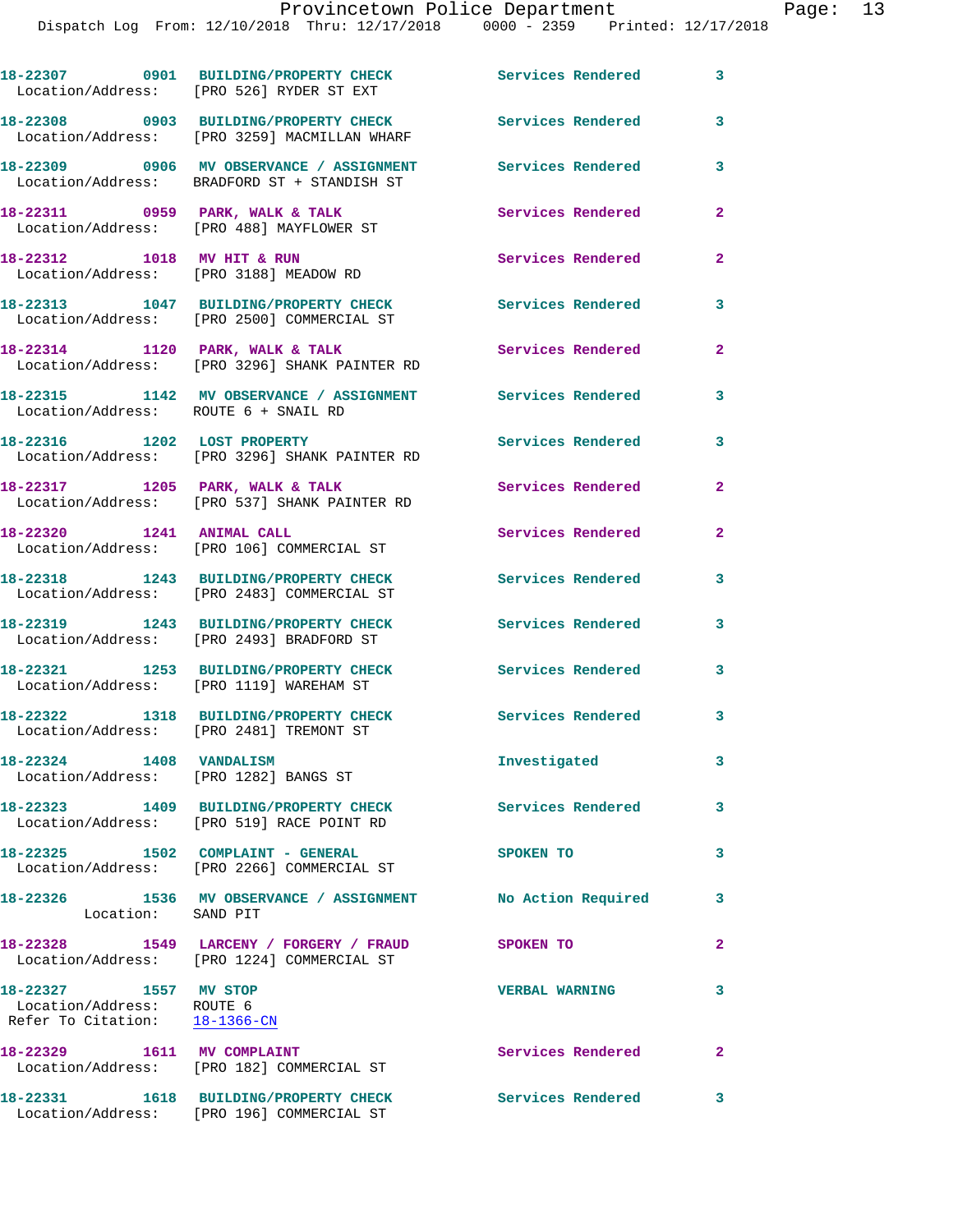18-22307 0901 BUILDING/PROPERTY CHECK Services Rendered 3
Location/Address: [PRO 526] RYDER ST EXT

18-22308 0903 BUILDING/PROPERTY CHECK Services Rendered 3
Location/Address: [PRO 3259] MACMILLAN WHARF

18-22309 0906 MV OBSERVANCE / ASSIGNMENT Services Rendered 3
Location/Address: BRADFORD ST + STANDISH ST

18-22311 0959 PARK, WALK & TALK Services Rendered 2
Location/Address: [PRO 488] MAYFLOWER ST

18-22312 1018 MV HIT & RUN Services Rendered 2
Location/Address: [PRO 3188] MEADOW RD

18-22313 1047 BUILDING/PROPERTY CHECK Services Rendered 3
Location/Address: [PRO 2500] COMMERCIAL ST

18-22314 1120 PARK, WALK & TALK Services Rendered 2
Location/Address: [PRO 3296] SHANK PAINTER RD

18-22315 1142 MV OBSERVANCE / ASSIGNMENT Services Rendered 3
Location/Address: ROUTE 6 + SNAIL RD

18-22316 1202 LOST PROPERTY Services Rendered 3
Location/Address: [PRO 3296] SHANK PAINTER RD

18-22317 1205 PARK, WALK & TALK Services Rendered 2
Location/Address: [PRO 537] SHANK PAINTER RD

18-22320 1241 ANIMAL CALL Services Rendered 2
Location/Address: [PRO 106] COMMERCIAL ST

18-22318 1243 BUILDING/PROPERTY CHECK Services Rendered 3
Location/Address: [PRO 2483] COMMERCIAL ST

18-22319 1243 BUILDING/PROPERTY CHECK Services Rendered 3
Location/Address: [PRO 2493] BRADFORD ST

18-22321 1253 BUILDING/PROPERTY CHECK Services Rendered 3
Location/Address: [PRO 1119] WAREHAM ST

18-22322 1318 BUILDING/PROPERTY CHECK Services Rendered 3
Location/Address: [PRO 2481] TREMONT ST

18-22324 1408 VANDALISM Investigated 3
Location/Address: [PRO 1282] BANGS ST

18-22323 1409 BUILDING/PROPERTY CHECK Services Rendered 3
Location/Address: [PRO 519] RACE POINT RD

18-22325 1502 COMPLAINT - GENERAL SPOKEN TO 3
Location/Address: [PRO 2266] COMMERCIAL ST

18-22326 1536 MV OBSERVANCE / ASSIGNMENT No Action Required 3
Location: SAND PIT

18-22328 1549 LARCENY / FORGERY / FRAUD SPOKEN TO 2
Location/Address: [PRO 1224] COMMERCIAL ST

18-22327 1557 MV STOP VERBAL WARNING 3
Location/Address: ROUTE 6
Refer To Citation: 18-1366-CN

18-22329 1611 MV COMPLAINT Services Rendered 2
Location/Address: [PRO 182] COMMERCIAL ST

18-22331 1618 BUILDING/PROPERTY CHECK Services Rendered 3
Location/Address: [PRO 196] COMMERCIAL ST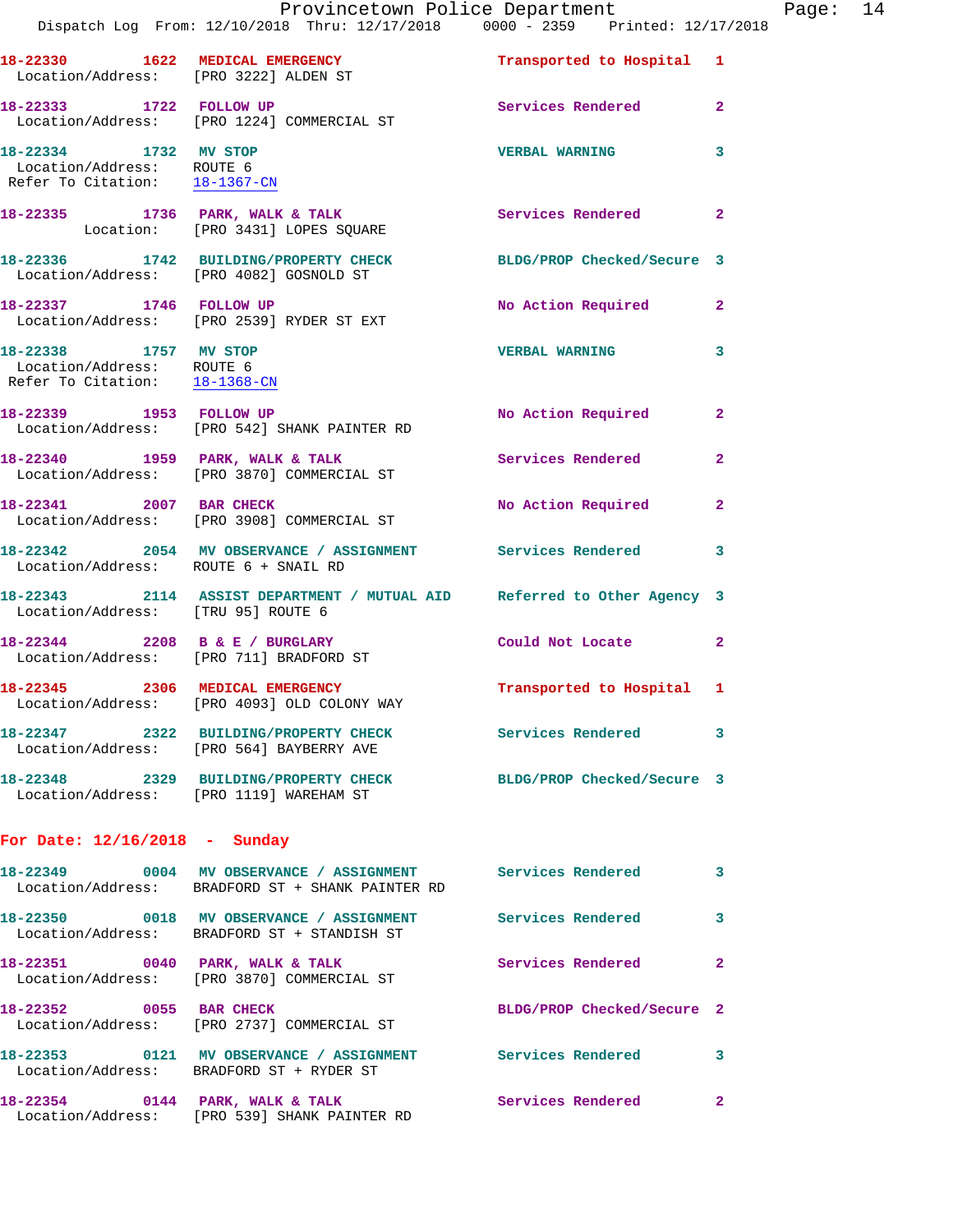18-22330 1622 MEDICAL EMERGENCY Transported to Hospital 1
Location/Address: [PRO 3222] ALDEN ST

18-22333 1722 FOLLOW UP Services Rendered 2
Location/Address: [PRO 1224] COMMERCIAL ST

18-22334 1732 MV STOP VERBAL WARNING 3
Location/Address: ROUTE 6
Refer To Citation: 18-1367-CN

18-22335 1736 PARK, WALK & TALK Services Rendered 2
Location: [PRO 3431] LOPES SQUARE

18-22336 1742 BUILDING/PROPERTY CHECK BLDG/PROP Checked/Secure 3
Location/Address: [PRO 4082] GOSNOLD ST

18-22337 1746 FOLLOW UP No Action Required 2
Location/Address: [PRO 2539] RYDER ST EXT

18-22338 1757 MV STOP VERBAL WARNING 3
Location/Address: ROUTE 6
Refer To Citation: 18-1368-CN

18-22339 1953 FOLLOW UP No Action Required 2
Location/Address: [PRO 542] SHANK PAINTER RD

18-22340 1959 PARK, WALK & TALK Services Rendered 2
Location/Address: [PRO 3870] COMMERCIAL ST

18-22341 2007 BAR CHECK No Action Required 2
Location/Address: [PRO 3908] COMMERCIAL ST

18-22342 2054 MV OBSERVANCE / ASSIGNMENT Services Rendered 3
Location/Address: ROUTE 6 + SNAIL RD

18-22343 2114 ASSIST DEPARTMENT / MUTUAL AID Referred to Other Agency 3
Location/Address: [TRU 95] ROUTE 6

18-22344 2208 B & E / BURGLARY Could Not Locate 2
Location/Address: [PRO 711] BRADFORD ST

18-22345 2306 MEDICAL EMERGENCY Transported to Hospital 1
Location/Address: [PRO 4093] OLD COLONY WAY

18-22347 2322 BUILDING/PROPERTY CHECK Services Rendered 3
Location/Address: [PRO 564] BAYBERRY AVE

18-22348 2329 BUILDING/PROPERTY CHECK BLDG/PROP Checked/Secure 3
Location/Address: [PRO 1119] WAREHAM ST

**For Date: 12/16/2018 - Sunday**

18-22349 0004 MV OBSERVANCE / ASSIGNMENT Services Rendered 3
Location/Address: BRADFORD ST + SHANK PAINTER RD

18-22350 0018 MV OBSERVANCE / ASSIGNMENT Services Rendered 3
Location/Address: BRADFORD ST + STANDISH ST

18-22351 0040 PARK, WALK & TALK Services Rendered 2
Location/Address: [PRO 3870] COMMERCIAL ST

18-22352 0055 BAR CHECK BLDG/PROP Checked/Secure 2
Location/Address: [PRO 2737] COMMERCIAL ST

18-22353 0121 MV OBSERVANCE / ASSIGNMENT Services Rendered 3
Location/Address: BRADFORD ST + RYDER ST

18-22354 0144 PARK, WALK & TALK Services Rendered 2
Location/Address: [PRO 539] SHANK PAINTER RD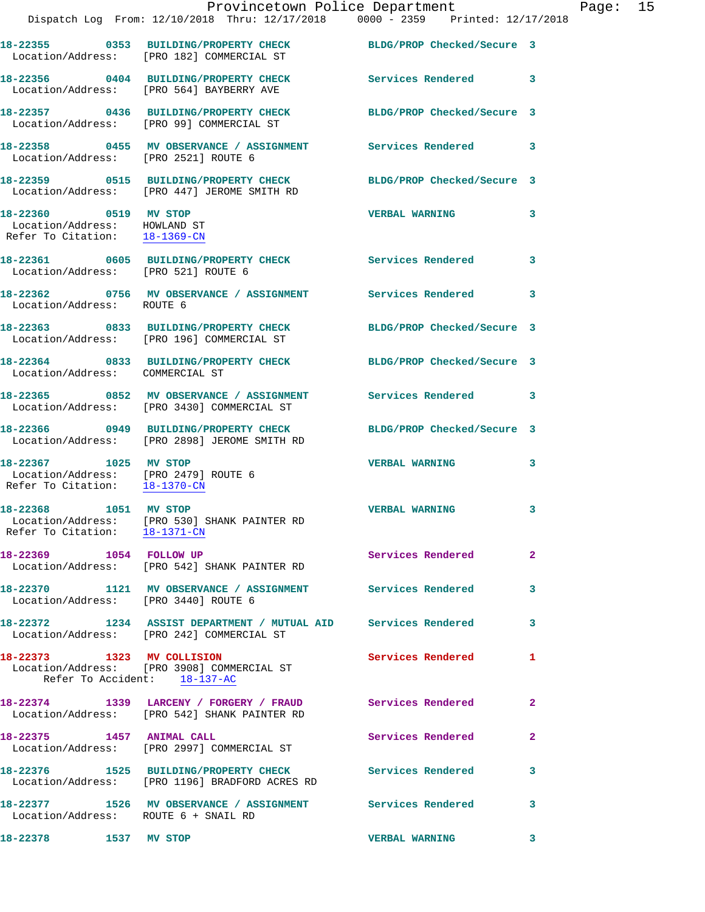18-22355 0353 BUILDING/PROPERTY CHECK BLDG/PROP Checked/Secure 3
Location/Address: [PRO 182] COMMERCIAL ST

18-22356 0404 BUILDING/PROPERTY CHECK Services Rendered 3
Location/Address: [PRO 564] BAYBERRY AVE

18-22357 0436 BUILDING/PROPERTY CHECK BLDG/PROP Checked/Secure 3
Location/Address: [PRO 99] COMMERCIAL ST

18-22358 0455 MV OBSERVANCE / ASSIGNMENT Services Rendered 3
Location/Address: [PRO 2521] ROUTE 6

18-22359 0515 BUILDING/PROPERTY CHECK BLDG/PROP Checked/Secure 3
Location/Address: [PRO 447] JEROME SMITH RD

18-22360 0519 MV STOP VERBAL WARNING 3
Location/Address: HOWLAND ST
Refer To Citation: 18-1369-CN

18-22361 0605 BUILDING/PROPERTY CHECK Services Rendered 3
Location/Address: [PRO 521] ROUTE 6

18-22362 0756 MV OBSERVANCE / ASSIGNMENT Services Rendered 3
Location/Address: ROUTE 6

18-22363 0833 BUILDING/PROPERTY CHECK BLDG/PROP Checked/Secure 3
Location/Address: [PRO 196] COMMERCIAL ST

18-22364 0833 BUILDING/PROPERTY CHECK BLDG/PROP Checked/Secure 3
Location/Address: COMMERCIAL ST

18-22365 0852 MV OBSERVANCE / ASSIGNMENT Services Rendered 3
Location/Address: [PRO 3430] COMMERCIAL ST

18-22366 0949 BUILDING/PROPERTY CHECK BLDG/PROP Checked/Secure 3
Location/Address: [PRO 2898] JEROME SMITH RD

18-22367 1025 MV STOP VERBAL WARNING 3
Location/Address: [PRO 2479] ROUTE 6
Refer To Citation: 18-1370-CN

18-22368 1051 MV STOP VERBAL WARNING 3
Location/Address: [PRO 530] SHANK PAINTER RD
Refer To Citation: 18-1371-CN

18-22369 1054 FOLLOW UP Services Rendered 2
Location/Address: [PRO 542] SHANK PAINTER RD

18-22370 1121 MV OBSERVANCE / ASSIGNMENT Services Rendered 3
Location/Address: [PRO 3440] ROUTE 6

18-22372 1234 ASSIST DEPARTMENT / MUTUAL AID Services Rendered 3
Location/Address: [PRO 242] COMMERCIAL ST

18-22373 1323 MV COLLISION Services Rendered 1
Location/Address: [PRO 3908] COMMERCIAL ST
Refer To Accident: 18-137-AC

18-22374 1339 LARCENY / FORGERY / FRAUD Services Rendered 2
Location/Address: [PRO 542] SHANK PAINTER RD

18-22375 1457 ANIMAL CALL Services Rendered 2
Location/Address: [PRO 2997] COMMERCIAL ST

18-22376 1525 BUILDING/PROPERTY CHECK Services Rendered 3
Location/Address: [PRO 1196] BRADFORD ACRES RD

18-22377 1526 MV OBSERVANCE / ASSIGNMENT Services Rendered 3
Location/Address: ROUTE 6 + SNAIL RD

18-22378 1537 MV STOP VERBAL WARNING 3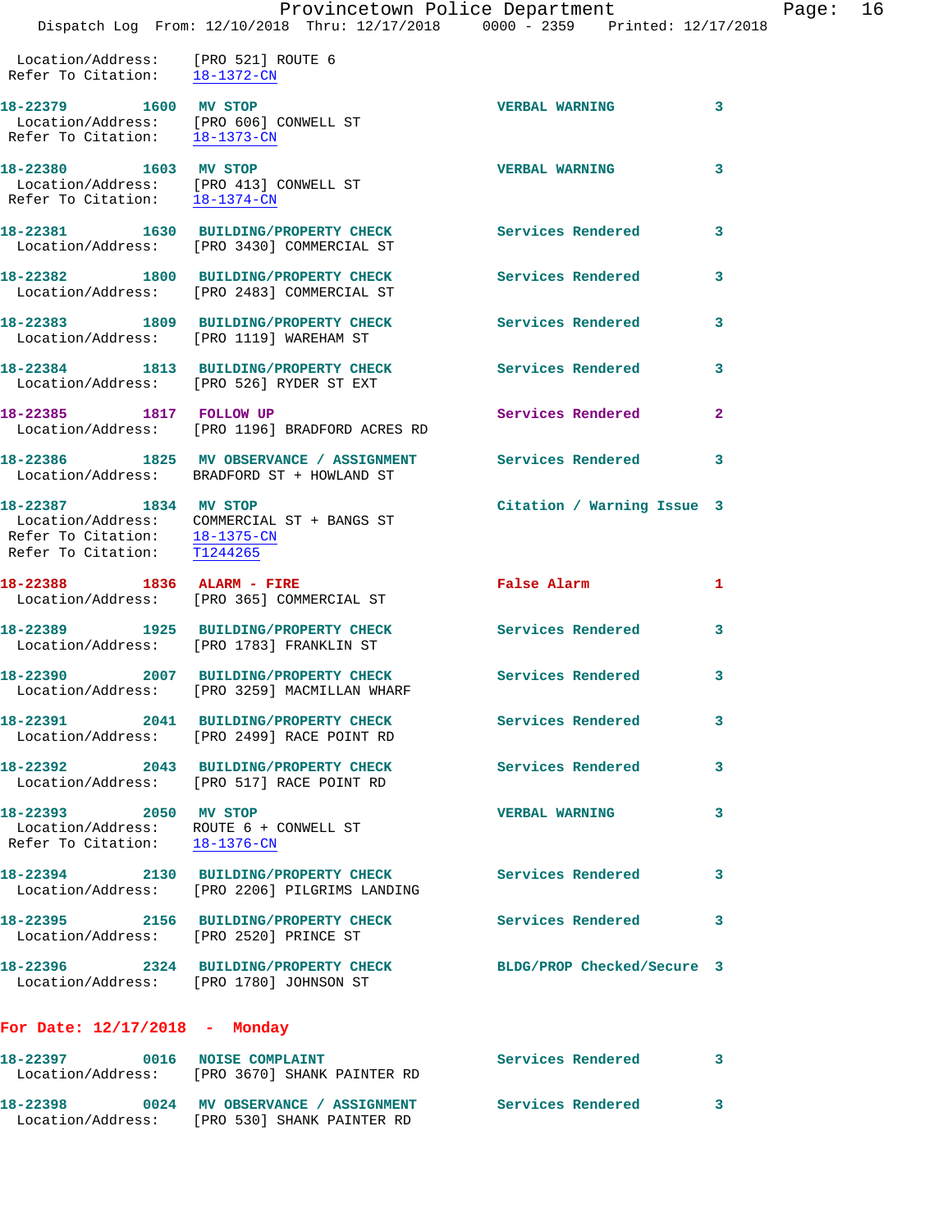Location/Address: [PRO 521] ROUTE 6
Refer To Citation: 18-1372-CN

**18-22379 1600 MV STOP** VERBAL WARNING 3
Location/Address: [PRO 606] CONWELL ST
Refer To Citation: 18-1373-CN

**18-22380 1603 MV STOP** VERBAL WARNING 3
Location/Address: [PRO 413] CONWELL ST
Refer To Citation: 18-1374-CN

**18-22381 1630 BUILDING/PROPERTY CHECK** Services Rendered 3
Location/Address: [PRO 3430] COMMERCIAL ST

**18-22382 1800 BUILDING/PROPERTY CHECK** Services Rendered 3
Location/Address: [PRO 2483] COMMERCIAL ST

**18-22383 1809 BUILDING/PROPERTY CHECK** Services Rendered 3
Location/Address: [PRO 1119] WAREHAM ST

**18-22384 1813 BUILDING/PROPERTY CHECK** Services Rendered 3
Location/Address: [PRO 526] RYDER ST EXT

**18-22385 1817 FOLLOW UP** Services Rendered 2
Location/Address: [PRO 1196] BRADFORD ACRES RD

**18-22386 1825 MV OBSERVANCE / ASSIGNMENT** Services Rendered 3
Location/Address: BRADFORD ST + HOWLAND ST

**18-22387 1834 MV STOP** Citation / Warning Issue 3
Location/Address: COMMERCIAL ST + BANGS ST
Refer To Citation: 18-1375-CN
Refer To Citation: T1244265

**18-22388 1836 ALARM - FIRE** False Alarm 1
Location/Address: [PRO 365] COMMERCIAL ST

**18-22389 1925 BUILDING/PROPERTY CHECK** Services Rendered 3
Location/Address: [PRO 1783] FRANKLIN ST

**18-22390 2007 BUILDING/PROPERTY CHECK** Services Rendered 3
Location/Address: [PRO 3259] MACMILLAN WHARF

**18-22391 2041 BUILDING/PROPERTY CHECK** Services Rendered 3
Location/Address: [PRO 2499] RACE POINT RD

**18-22392 2043 BUILDING/PROPERTY CHECK** Services Rendered 3
Location/Address: [PRO 517] RACE POINT RD

**18-22393 2050 MV STOP** VERBAL WARNING 3
Location/Address: ROUTE 6 + CONWELL ST
Refer To Citation: 18-1376-CN

**18-22394 2130 BUILDING/PROPERTY CHECK** Services Rendered 3
Location/Address: [PRO 2206] PILGRIMS LANDING

**18-22395 2156 BUILDING/PROPERTY CHECK** Services Rendered 3
Location/Address: [PRO 2520] PRINCE ST

**18-22396 2324 BUILDING/PROPERTY CHECK** BLDG/PROP Checked/Secure 3
Location/Address: [PRO 1780] JOHNSON ST

## For Date: 12/17/2018 - Monday

**18-22397 0016 NOISE COMPLAINT** Services Rendered 3
Location/Address: [PRO 3670] SHANK PAINTER RD

**18-22398 0024 MV OBSERVANCE / ASSIGNMENT** Services Rendered 3
Location/Address: [PRO 530] SHANK PAINTER RD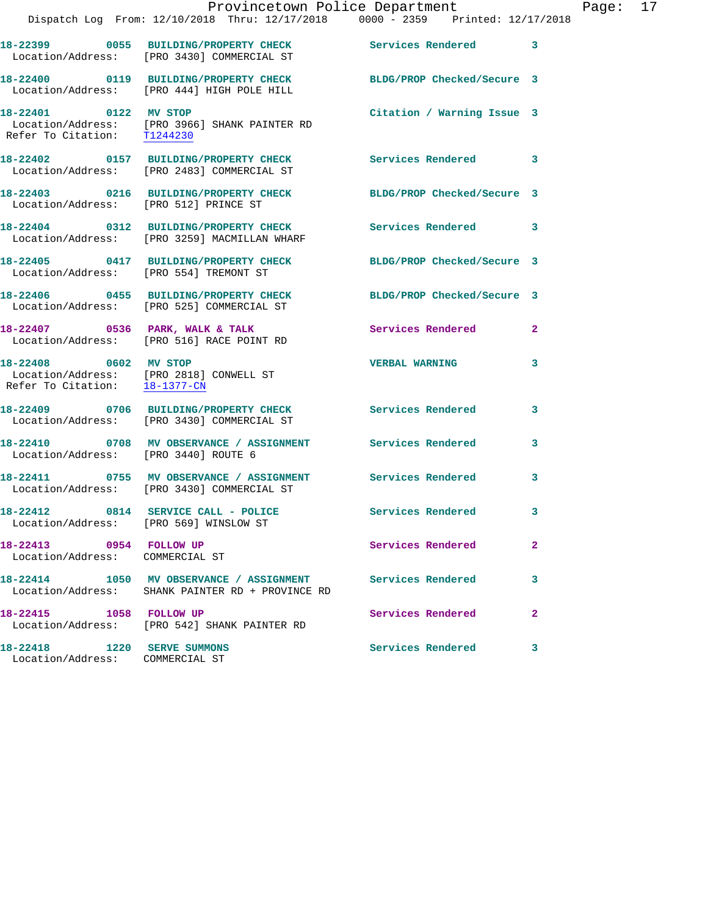18-22399 0055 BUILDING/PROPERTY CHECK Services Rendered 3
Location/Address: [PRO 3430] COMMERCIAL ST

18-22400 0119 BUILDING/PROPERTY CHECK BLDG/PROP Checked/Secure 3
Location/Address: [PRO 444] HIGH POLE HILL

18-22401 0122 MV STOP Citation / Warning Issue 3
Location/Address: [PRO 3966] SHANK PAINTER RD
Refer To Citation: T1244230

18-22402 0157 BUILDING/PROPERTY CHECK Services Rendered 3
Location/Address: [PRO 2483] COMMERCIAL ST

18-22403 0216 BUILDING/PROPERTY CHECK BLDG/PROP Checked/Secure 3
Location/Address: [PRO 512] PRINCE ST

18-22404 0312 BUILDING/PROPERTY CHECK Services Rendered 3
Location/Address: [PRO 3259] MACMILLAN WHARF

18-22405 0417 BUILDING/PROPERTY CHECK BLDG/PROP Checked/Secure 3
Location/Address: [PRO 554] TREMONT ST

18-22406 0455 BUILDING/PROPERTY CHECK BLDG/PROP Checked/Secure 3
Location/Address: [PRO 525] COMMERCIAL ST

18-22407 0536 PARK, WALK & TALK Services Rendered 2
Location/Address: [PRO 516] RACE POINT RD

18-22408 0602 MV STOP VERBAL WARNING 3
Location/Address: [PRO 2818] CONWELL ST
Refer To Citation: 18-1377-CN

18-22409 0706 BUILDING/PROPERTY CHECK Services Rendered 3
Location/Address: [PRO 3430] COMMERCIAL ST

18-22410 0708 MV OBSERVANCE / ASSIGNMENT Services Rendered 3
Location/Address: [PRO 3440] ROUTE 6

18-22411 0755 MV OBSERVANCE / ASSIGNMENT Services Rendered 3
Location/Address: [PRO 3430] COMMERCIAL ST

18-22412 0814 SERVICE CALL - POLICE Services Rendered 3
Location/Address: [PRO 569] WINSLOW ST

18-22413 0954 FOLLOW UP Services Rendered 2
Location/Address: COMMERCIAL ST

18-22414 1050 MV OBSERVANCE / ASSIGNMENT Services Rendered 3
Location/Address: SHANK PAINTER RD + PROVINCE RD

18-22415 1058 FOLLOW UP Services Rendered 2
Location/Address: [PRO 542] SHANK PAINTER RD

18-22418 1220 SERVE SUMMONS Services Rendered 3
Location/Address: COMMERCIAL ST